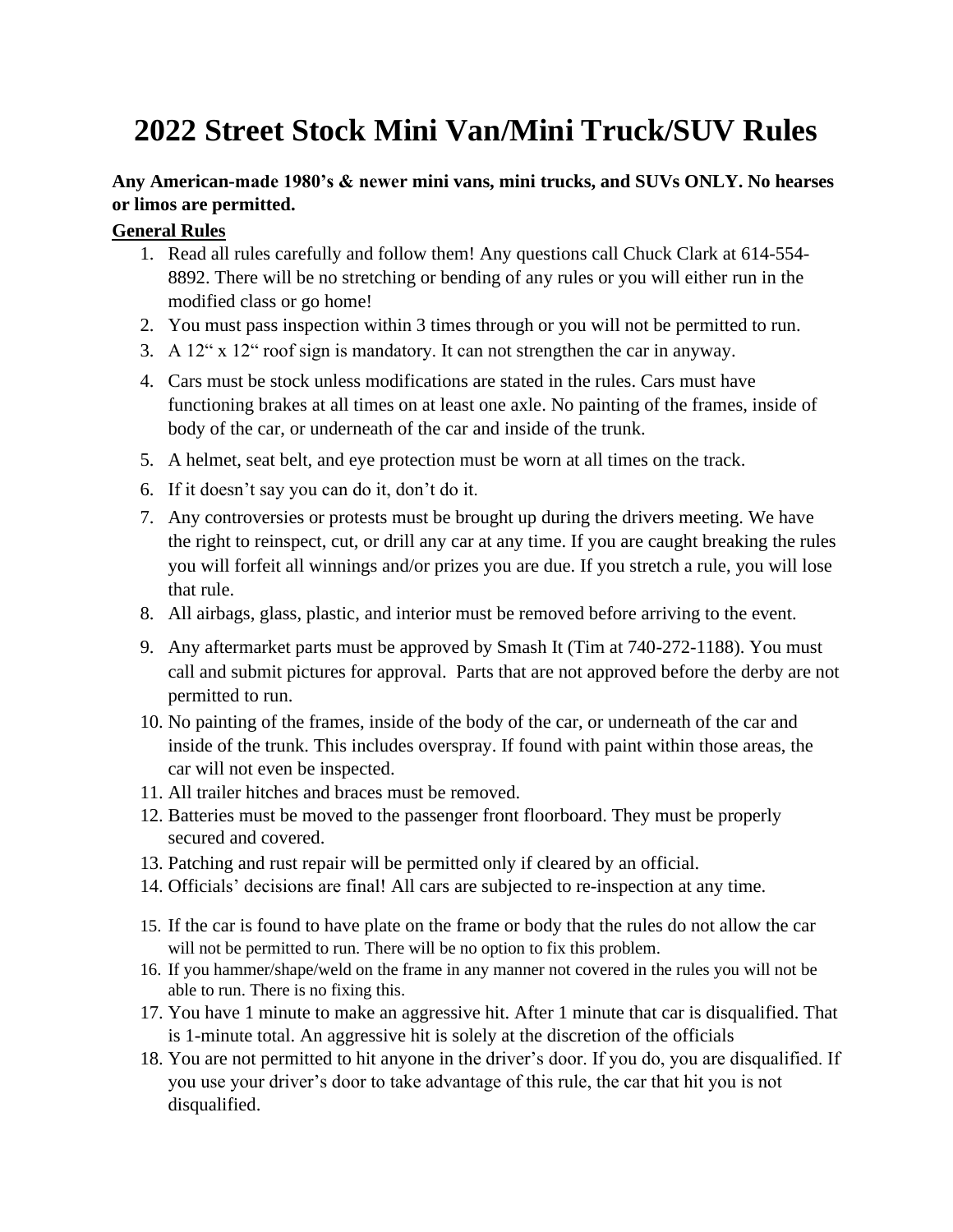# 2022 Street Stock Mini Van/Mini Truck/SUV Rules

**Any American-made 1980's & newer mini vans, mini trucks, and SUVs ONLY. No hearses or limos are permitted.**

**General Rules**

1. Read all rules carefully and follow them! Any questions call Chuck Clark at 614-554-8892. There will be no stretching or bending of any rules or you will either run in the modified class or go home!
2. You must pass inspection within 3 times through or you will not be permitted to run.
3. A 12" x 12" roof sign is mandatory. It can not strengthen the car in anyway.
4. Cars must be stock unless modifications are stated in the rules. Cars must have functioning brakes at all times on at least one axle. No painting of the frames, inside of body of the car, or underneath of the car and inside of the trunk.
5. A helmet, seat belt, and eye protection must be worn at all times on the track.
6. If it doesn't say you can do it, don't do it.
7. Any controversies or protests must be brought up during the drivers meeting. We have the right to reinspect, cut, or drill any car at any time. If you are caught breaking the rules you will forfeit all winnings and/or prizes you are due. If you stretch a rule, you will lose that rule.
8. All airbags, glass, plastic, and interior must be removed before arriving to the event.
9. Any aftermarket parts must be approved by Smash It (Tim at 740-272-1188). You must call and submit pictures for approval. Parts that are not approved before the derby are not permitted to run.
10. No painting of the frames, inside of the body of the car, or underneath of the car and inside of the trunk. This includes overspray. If found with paint within those areas, the car will not even be inspected.
11. All trailer hitches and braces must be removed.
12. Batteries must be moved to the passenger front floorboard. They must be properly secured and covered.
13. Patching and rust repair will be permitted only if cleared by an official.
14. Officials' decisions are final! All cars are subjected to re-inspection at any time.
15. If the car is found to have plate on the frame or body that the rules do not allow the car will not be permitted to run. There will be no option to fix this problem.
16. If you hammer/shape/weld on the frame in any manner not covered in the rules you will not be able to run. There is no fixing this.
17. You have 1 minute to make an aggressive hit. After 1 minute that car is disqualified. That is 1-minute total. An aggressive hit is solely at the discretion of the officials
18. You are not permitted to hit anyone in the driver's door. If you do, you are disqualified. If you use your driver's door to take advantage of this rule, the car that hit you is not disqualified.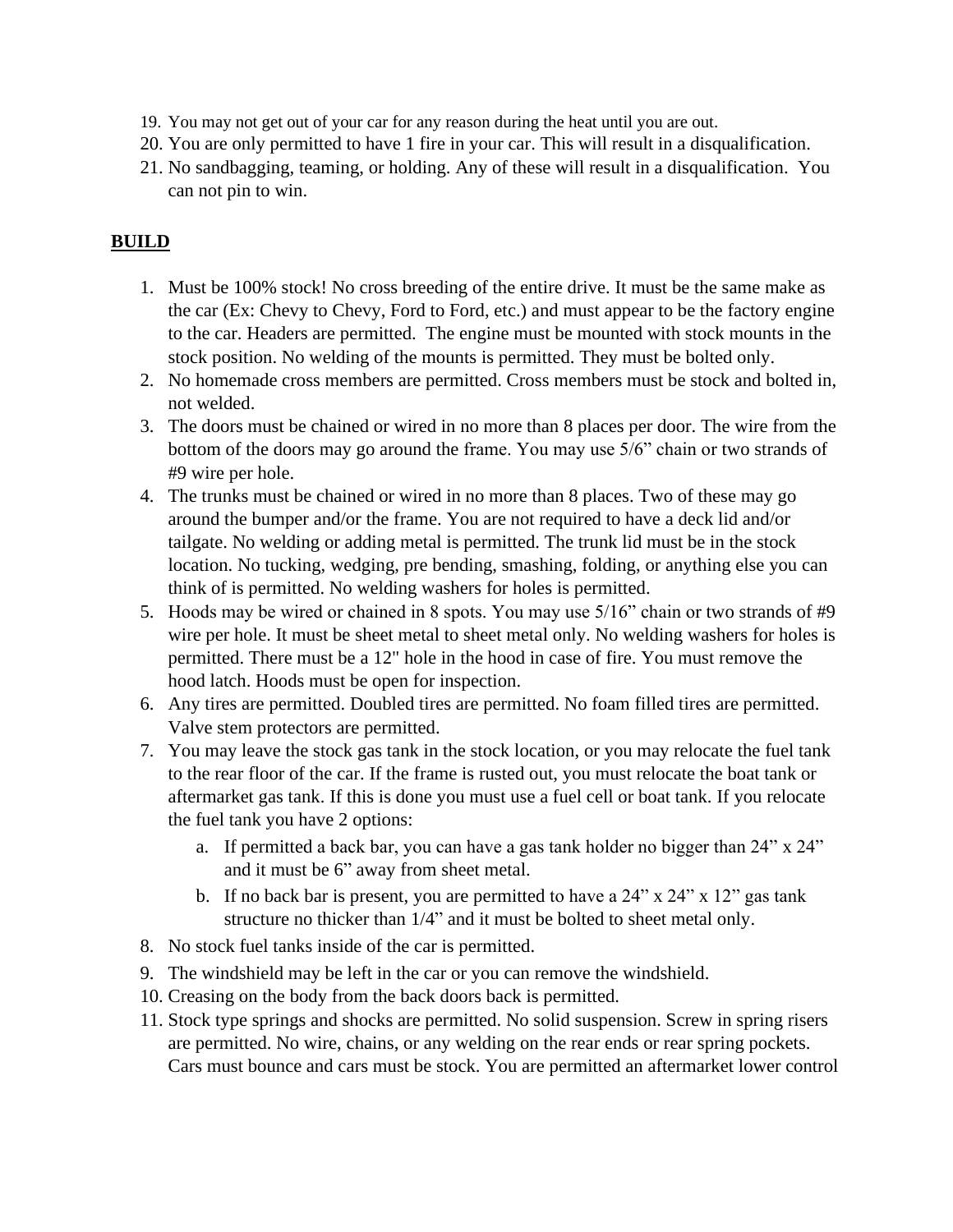19. You may not get out of your car for any reason during the heat until you are out.
20. You are only permitted to have 1 fire in your car. This will result in a disqualification.
21. No sandbagging, teaming, or holding. Any of these will result in a disqualification. You can not pin to win.

## BUILD

1. Must be 100% stock! No cross breeding of the entire drive. It must be the same make as the car (Ex: Chevy to Chevy, Ford to Ford, etc.) and must appear to be the factory engine to the car. Headers are permitted. The engine must be mounted with stock mounts in the stock position. No welding of the mounts is permitted. They must be bolted only.
2. No homemade cross members are permitted. Cross members must be stock and bolted in, not welded.
3. The doors must be chained or wired in no more than 8 places per door. The wire from the bottom of the doors may go around the frame. You may use 5/6" chain or two strands of #9 wire per hole.
4. The trunks must be chained or wired in no more than 8 places. Two of these may go around the bumper and/or the frame. You are not required to have a deck lid and/or tailgate. No welding or adding metal is permitted. The trunk lid must be in the stock location. No tucking, wedging, pre bending, smashing, folding, or anything else you can think of is permitted. No welding washers for holes is permitted.
5. Hoods may be wired or chained in 8 spots. You may use 5/16" chain or two strands of #9 wire per hole. It must be sheet metal to sheet metal only. No welding washers for holes is permitted. There must be a 12" hole in the hood in case of fire. You must remove the hood latch. Hoods must be open for inspection.
6. Any tires are permitted. Doubled tires are permitted. No foam filled tires are permitted. Valve stem protectors are permitted.
7. You may leave the stock gas tank in the stock location, or you may relocate the fuel tank to the rear floor of the car. If the frame is rusted out, you must relocate the boat tank or aftermarket gas tank. If this is done you must use a fuel cell or boat tank. If you relocate the fuel tank you have 2 options:
   a. If permitted a back bar, you can have a gas tank holder no bigger than 24" x 24" and it must be 6" away from sheet metal.
   b. If no back bar is present, you are permitted to have a 24" x 24" x 12" gas tank structure no thicker than 1/4" and it must be bolted to sheet metal only.
8. No stock fuel tanks inside of the car is permitted.
9. The windshield may be left in the car or you can remove the windshield.
10. Creasing on the body from the back doors back is permitted.
11. Stock type springs and shocks are permitted. No solid suspension. Screw in spring risers are permitted. No wire, chains, or any welding on the rear ends or rear spring pockets. Cars must bounce and cars must be stock. You are permitted an aftermarket lower control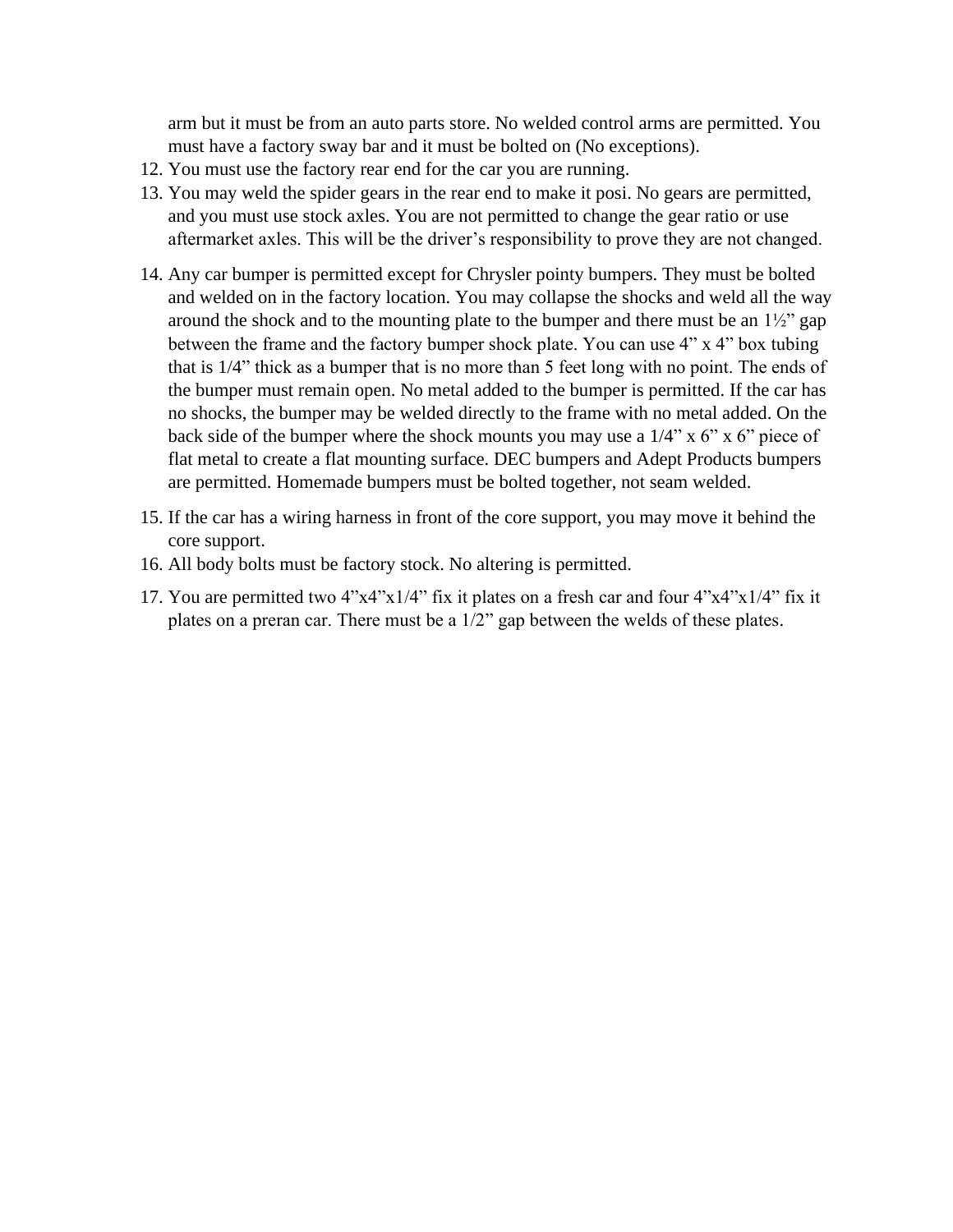arm but it must be from an auto parts store. No welded control arms are permitted. You must have a factory sway bar and it must be bolted on (No exceptions).

12. You must use the factory rear end for the car you are running.
13. You may weld the spider gears in the rear end to make it posi. No gears are permitted, and you must use stock axles. You are not permitted to change the gear ratio or use aftermarket axles. This will be the driver's responsibility to prove they are not changed.
14. Any car bumper is permitted except for Chrysler pointy bumpers. They must be bolted and welded on in the factory location. You may collapse the shocks and weld all the way around the shock and to the mounting plate to the bumper and there must be an 1½" gap between the frame and the factory bumper shock plate. You can use 4" x 4" box tubing that is 1/4" thick as a bumper that is no more than 5 feet long with no point. The ends of the bumper must remain open. No metal added to the bumper is permitted. If the car has no shocks, the bumper may be welded directly to the frame with no metal added. On the back side of the bumper where the shock mounts you may use a 1/4" x 6" x 6" piece of flat metal to create a flat mounting surface. DEC bumpers and Adept Products bumpers are permitted. Homemade bumpers must be bolted together, not seam welded.
15. If the car has a wiring harness in front of the core support, you may move it behind the core support.
16. All body bolts must be factory stock. No altering is permitted.
17. You are permitted two 4"x4"x1/4" fix it plates on a fresh car and four 4"x4"x1/4" fix it plates on a preran car. There must be a 1/2" gap between the welds of these plates.